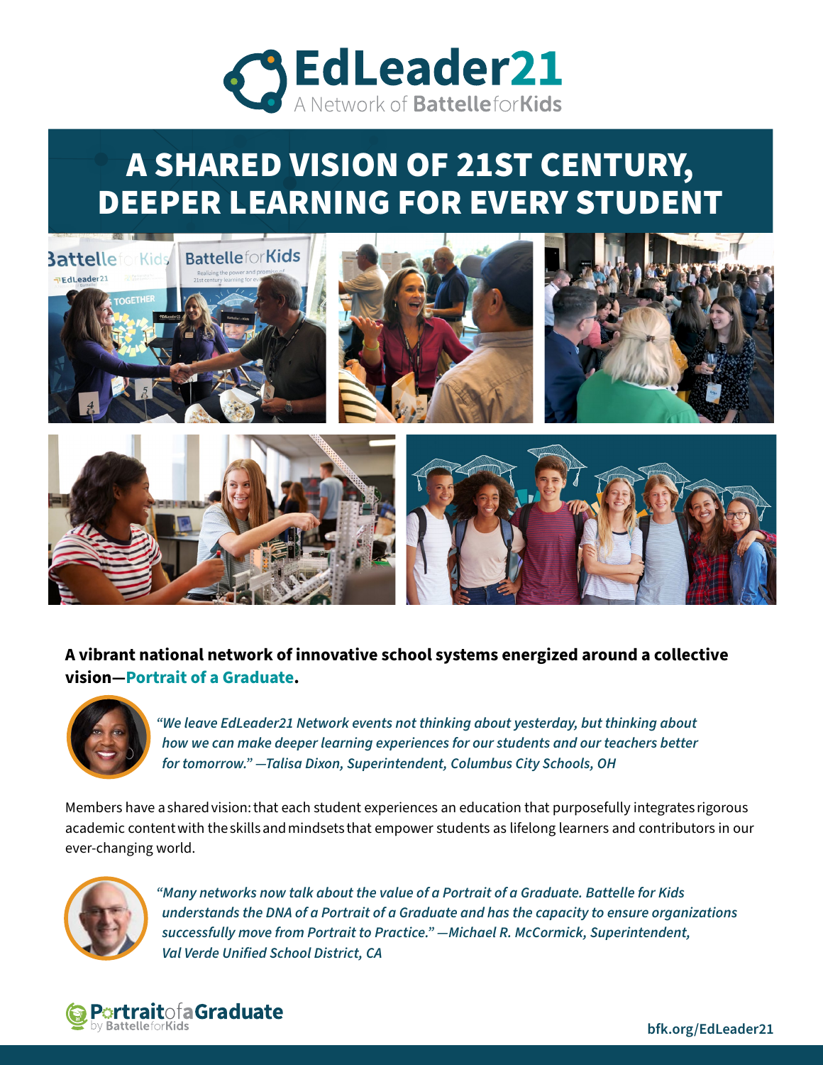# EdLeader21

A Network of Battelle for Kids

## A SHARED VISION OF 21ST CENTURY, DEEPER LEARNING FOR EVERY STUDENT

**A vibrant national network of innovative school systems energized around a collective vision—Portrait of a Graduate.**

*"We leave EdLeader21 Network events not thinking about yesterday, but thinking about how we can make deeper learning experiences for our students and our teachers better for tomorrow." —Talisa Dixon, Superintendent, Columbus City Schools, OH*

Members have a shared vision: that each student experiences an education that purposefully integrates rigorous academic content with the skills and mindsets that empower students as lifelong learners and contributors in our ever-changing world.

*"Many networks now talk about the value of a Portrait of a Graduate. Battelle for Kids understands the DNA of a Portrait of a Graduate and has the capacity to ensure organizations successfully move from Portrait to Practice." —Michael R. McCormick, Superintendent, Val Verde Unified School District, CA*

Portrait of a Graduate by Battelle for Kids

bfk.org/EdLeader21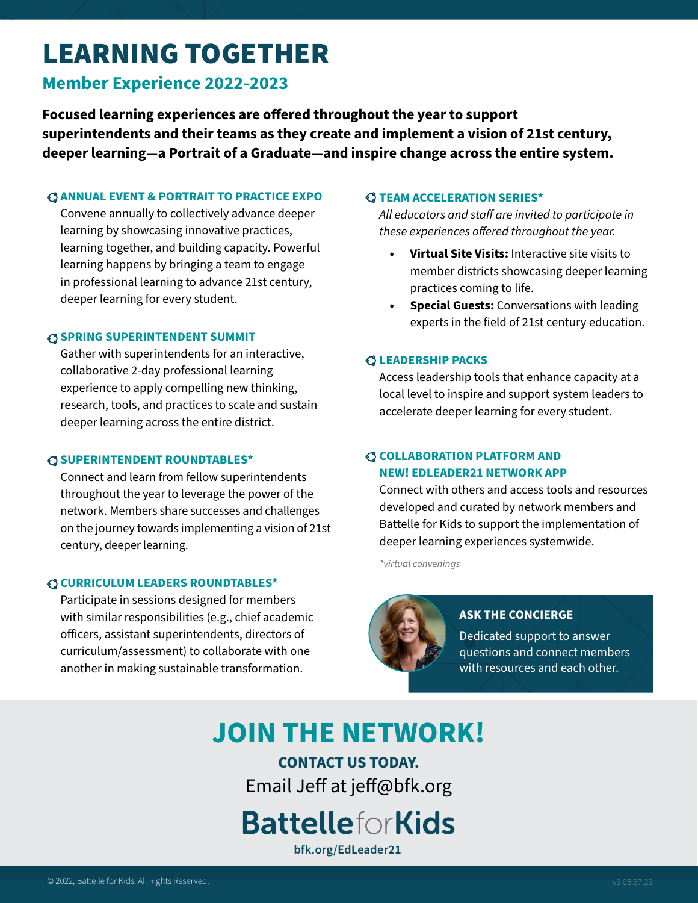# LEARNING TOGETHER

## Member Experience 2022-2023

**Focused learning experiences are offered throughout the year to support superintendents and their teams as they create and implement a vision of 21st century, deeper learning—a Portrait of a Graduate—and inspire change across the entire system.**

### ANNUAL EVENT & PORTRAIT TO PRACTICE EXPO

Convene annually to collectively advance deeper learning by showcasing innovative practices, learning together, and building capacity. Powerful learning happens by bringing a team to engage in professional learning to advance 21st century, deeper learning for every student.

### SPRING SUPERINTENDENT SUMMIT

Gather with superintendents for an interactive, collaborative 2-day professional learning experience to apply compelling new thinking, research, tools, and practices to scale and sustain deeper learning across the entire district.

### SUPERINTENDENT ROUNDTABLES*

Connect and learn from fellow superintendents throughout the year to leverage the power of the network. Members share successes and challenges on the journey towards implementing a vision of 21st century, deeper learning.

### CURRICULUM LEADERS ROUNDTABLES*

Participate in sessions designed for members with similar responsibilities (e.g., chief academic officers, assistant superintendents, directors of curriculum/assessment) to collaborate with one another in making sustainable transformation.

### TEAM ACCELERATION SERIES*

*All educators and staff are invited to participate in these experiences offered throughout the year.*

- **Virtual Site Visits:** Interactive site visits to member districts showcasing deeper learning practices coming to life.
- **Special Guests:** Conversations with leading experts in the field of 21st century education.

### LEADERSHIP PACKS

Access leadership tools that enhance capacity at a local level to inspire and support system leaders to accelerate deeper learning for every student.

### COLLABORATION PLATFORM AND NEW! EDLEADER21 NETWORK APP

Connect with others and access tools and resources developed and curated by network members and Battelle for Kids to support the implementation of deeper learning experiences systemwide.

*\*virtual convenings*

### ASK THE CONCIERGE

Dedicated support to answer questions and connect members with resources and each other.

# JOIN THE NETWORK!

**CONTACT US TODAY.**

Email Jeff at jeff@bfk.org

**Battelle for Kids**

**bfk.org/EdLeader21**

© 2022, Battelle for Kids. All Rights Reserved.

v3 05.27.22